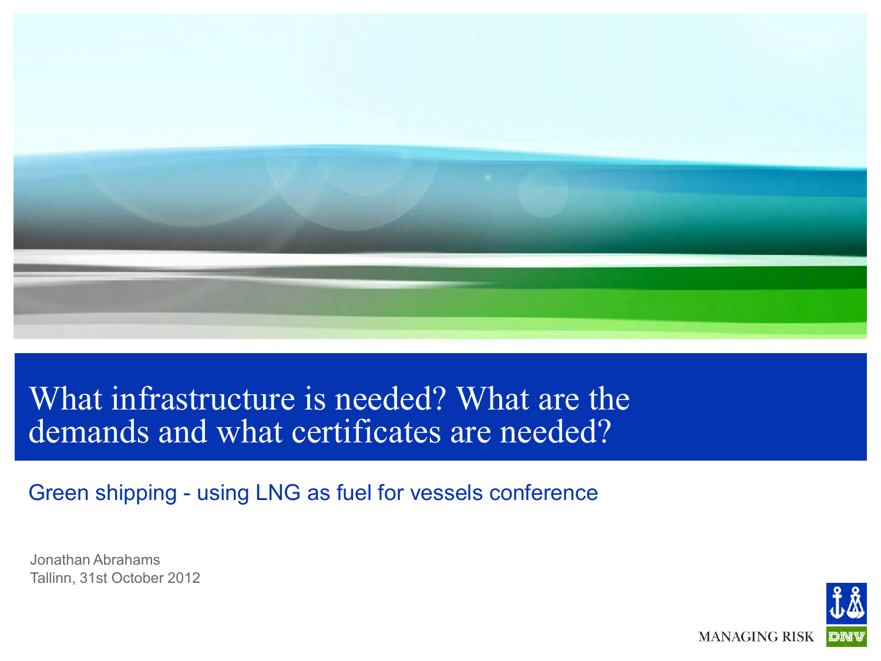# What infrastructure is needed? What are the demands and what certificates are needed?

Green shipping - using LNG as fuel for vessels conference

Jonathan Abrahams
Tallinn, 31st October 2012

MANAGING RISK

DNV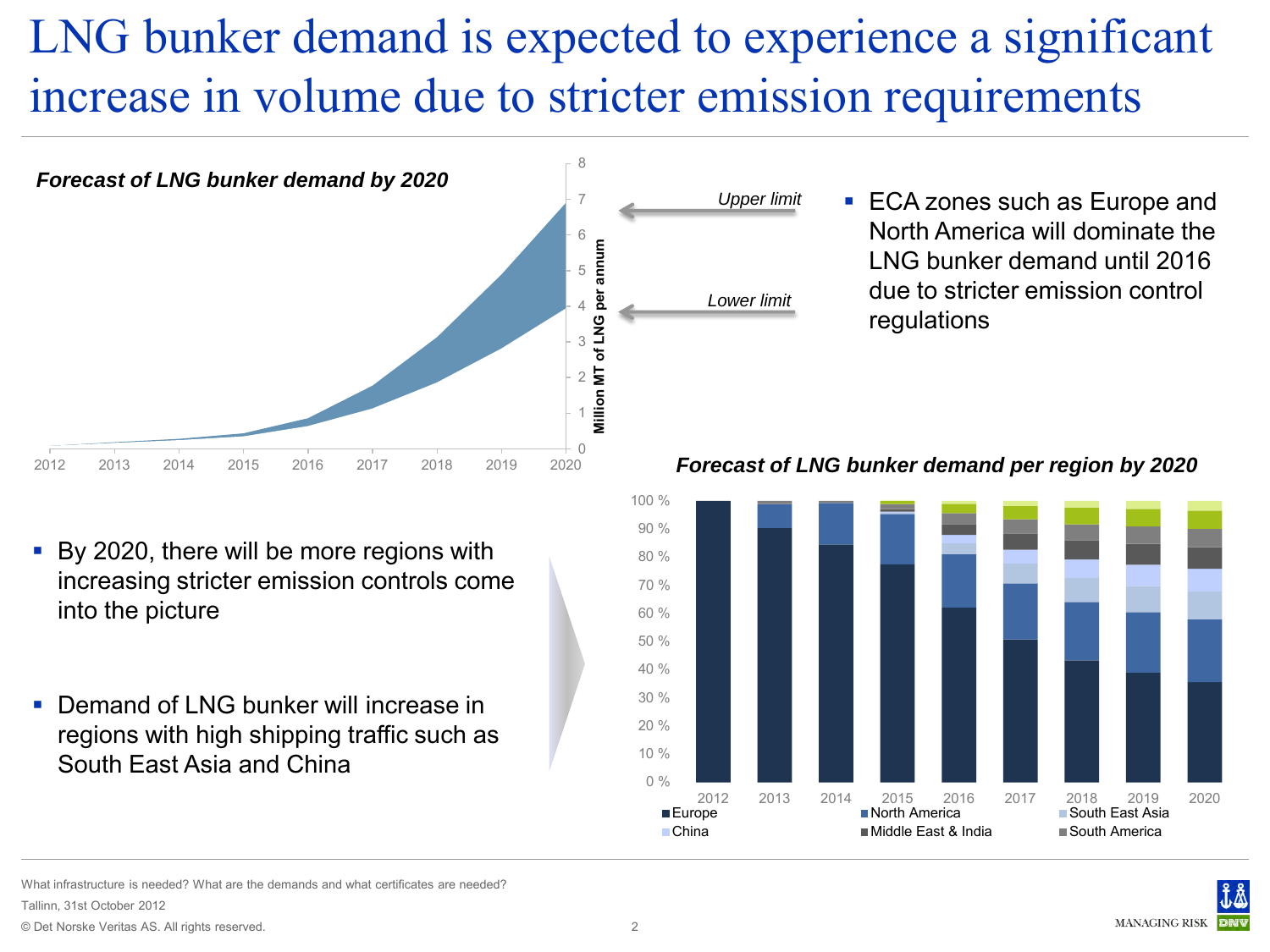# LNG bunker demand is expected to experience a significant increase in volume due to stricter emission requirements

*Forecast of LNG bunker demand by 2020*

Upper limit

Lower limit

Million MT of LNG per annum

- ECA zones such as Europe and North America will dominate the LNG bunker demand until 2016 due to stricter emission control regulations

*Forecast of LNG bunker demand per region by 2020*

Europe, North America, South East Asia, China, Middle East & India, South America

- By 2020, there will be more regions with increasing stricter emission controls come into the picture

- Demand of LNG bunker will increase in regions with high shipping traffic such as South East Asia and China

What infrastructure is needed? What are the demands and what certificates are needed?
Tallinn, 31st October 2012
© Det Norske Veritas AS. All rights reserved.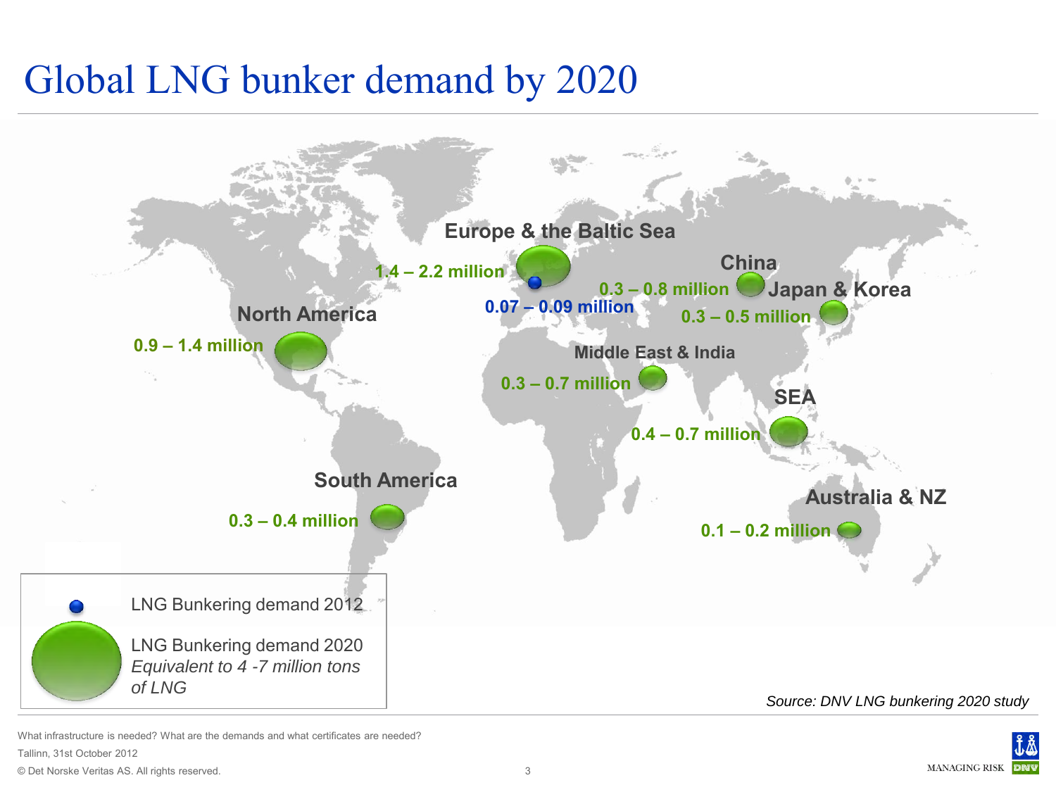# Global LNG bunker demand by 2020

Europe & the Baltic Sea

1.4 – 2.2 million

0.07 – 0.09 million

China

0.3 – 0.8 million

Japan & Korea

0.3 – 0.5 million

North America

0.9 – 1.4 million

Middle East & India

0.3 – 0.7 million

SEA

0.4 – 0.7 million

South America

0.3 – 0.4 million

Australia & NZ

0.1 – 0.2 million

LNG Bunkering demand 2012

LNG Bunkering demand 2020
*Equivalent to 4 -7 million tons of LNG*

*Source: DNV LNG bunkering 2020 study*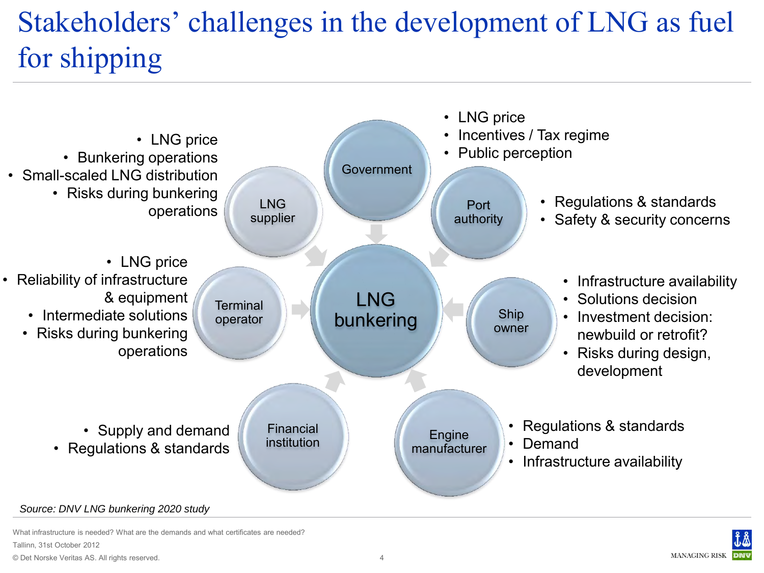# Stakeholders' challenges in the development of LNG as fuel for shipping

**LNG bunkering**

**Government**
- LNG price
- Incentives / Tax regime
- Public perception

**Port authority**
- Regulations & standards
- Safety & security concerns

**Ship owner**
- Infrastructure availability
- Solutions decision
- Investment decision: newbuild or retrofit?
- Risks during design, development

**Engine manufacturer**
- Regulations & standards
- Demand
- Infrastructure availability

**Financial institution**
- Supply and demand
- Regulations & standards

**Terminal operator**
- LNG price
- Reliability of infrastructure & equipment
- Intermediate solutions
- Risks during bunkering operations

**LNG supplier**
- LNG price
- Bunkering operations
- Small-scaled LNG distribution
- Risks during bunkering operations

*Source: DNV LNG bunkering 2020 study*

What infrastructure is needed? What are the demands and what certificates are needed?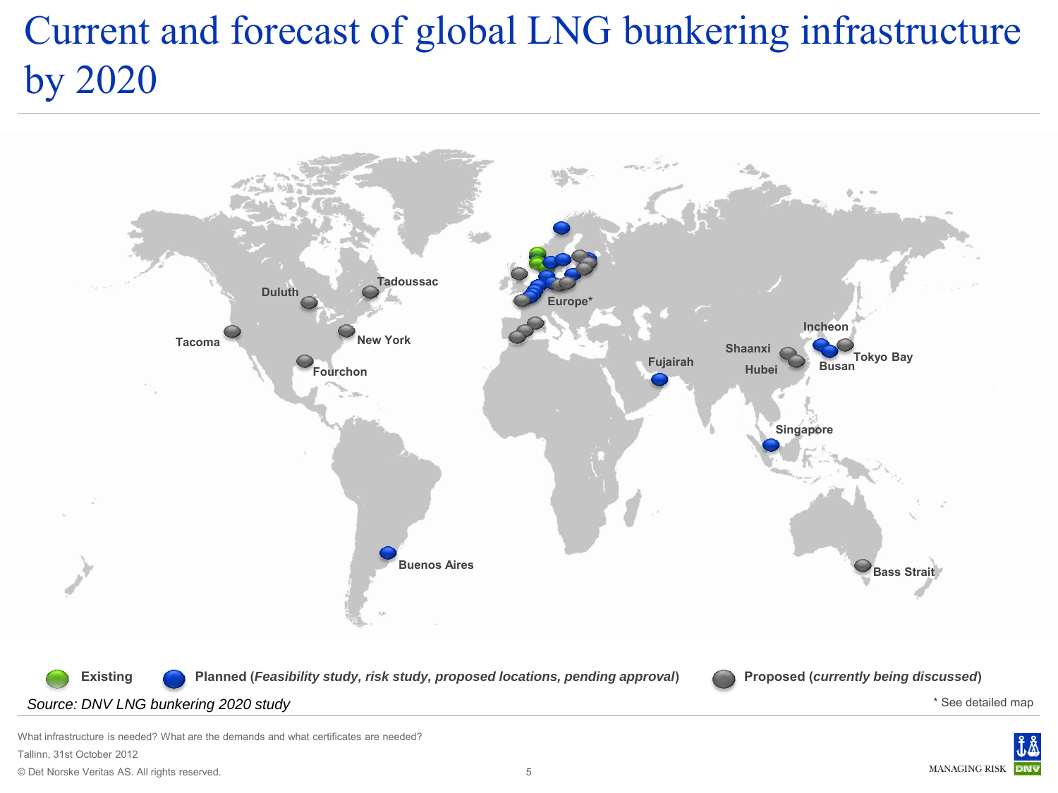# Current and forecast of global LNG bunkering infrastructure by 2020

Tacoma
Duluth
Tadoussac
New York
Fourchon
Buenos Aires
Europe*
Fujairah
Shaanxi
Hubei
Incheon
Busan
Tokyo Bay
Singapore
Bass Strait

Existing
Planned (*Feasibility study, risk study, proposed locations, pending approval*)
Proposed (*currently being discussed*)

*Source: DNV LNG bunkering 2020 study*

\* See detailed map

What infrastructure is needed? What are the demands and what certificates are needed?
Tallinn, 31st October 2012
© Det Norske Veritas AS. All rights reserved.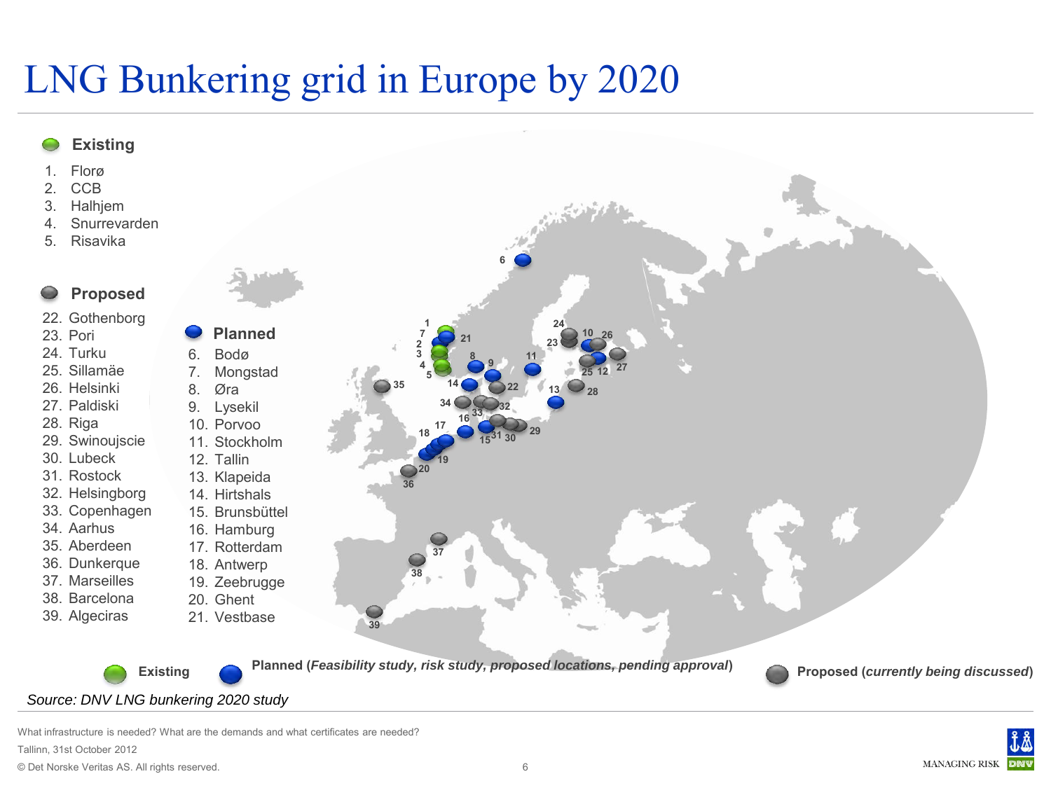# LNG Bunkering grid in Europe by 2020

**Existing**

1. Florø
2. CCB
3. Halhjem
4. Snurrevarden
5. Risavika

**Proposed**

22. Gothenborg
23. Pori
24. Turku
25. Sillamäe
26. Helsinki
27. Paldiski
28. Riga
29. Swinoujscie
30. Lubeck
31. Rostock
32. Helsingborg
33. Copenhagen
34. Aarhus
35. Aberdeen
36. Dunkerque
37. Marseilles
38. Barcelona
39. Algeciras

**Planned**

6. Bodø
7. Mongstad
8. Øra
9. Lysekil
10. Porvoo
11. Stockholm
12. Tallin
13. Klapeida
14. Hirtshals
15. Brunsbüttel
16. Hamburg
17. Rotterdam
18. Antwerp
19. Zeebrugge
20. Ghent
21. Vestbase

**Existing** **Planned (*Feasibility study, risk study, proposed locations, pending approval*)** **Proposed (*currently being discussed*)**

*Source: DNV LNG bunkering 2020 study*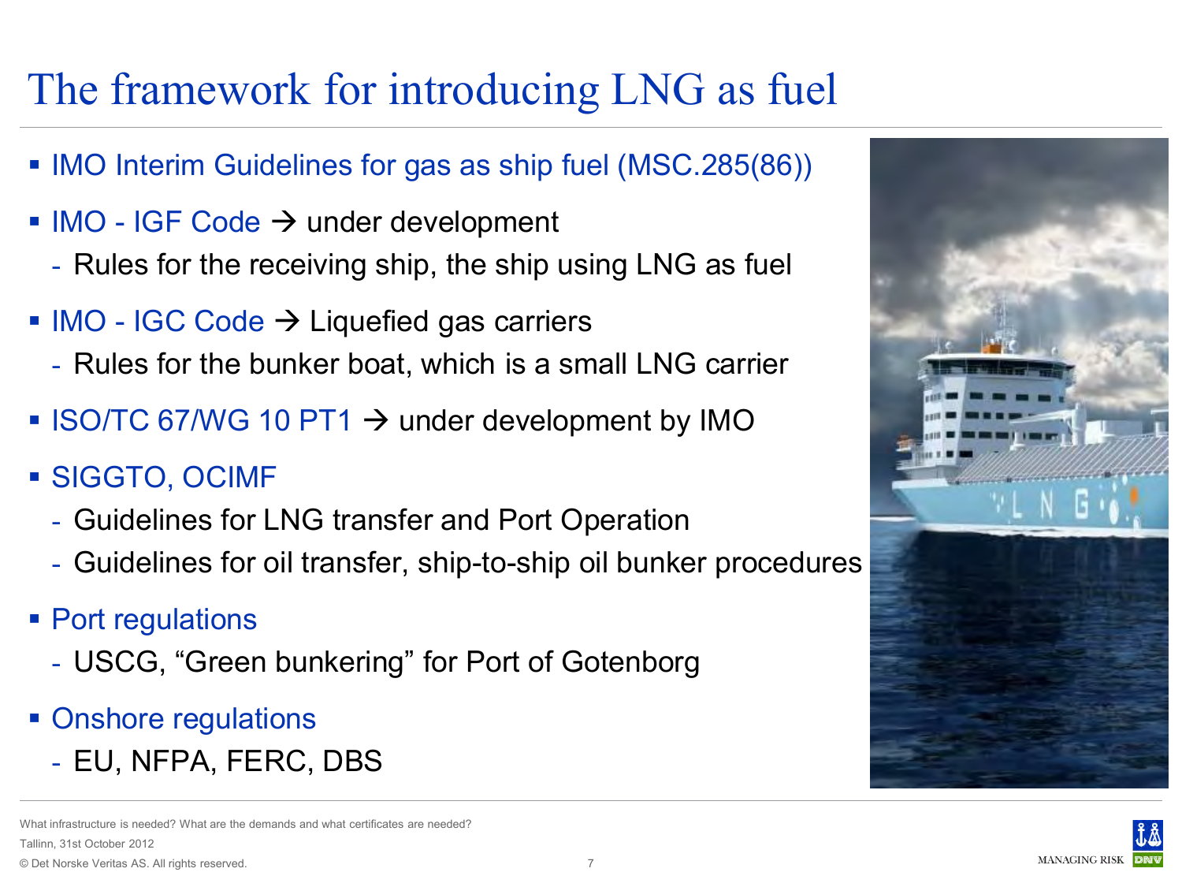# The framework for introducing LNG as fuel

- IMO Interim Guidelines for gas as ship fuel (MSC.285(86))
- IMO - IGF Code → under development
  - Rules for the receiving ship, the ship using LNG as fuel
- IMO - IGC Code → Liquefied gas carriers
  - Rules for the bunker boat, which is a small LNG carrier
- ISO/TC 67/WG 10 PT1 → under development by IMO
- SIGGTO, OCIMF
  - Guidelines for LNG transfer and Port Operation
  - Guidelines for oil transfer, ship-to-ship oil bunker procedures
- Port regulations
  - USCG, "Green bunkering" for Port of Gotenborg
- Onshore regulations
  - EU, NFPA, FERC, DBS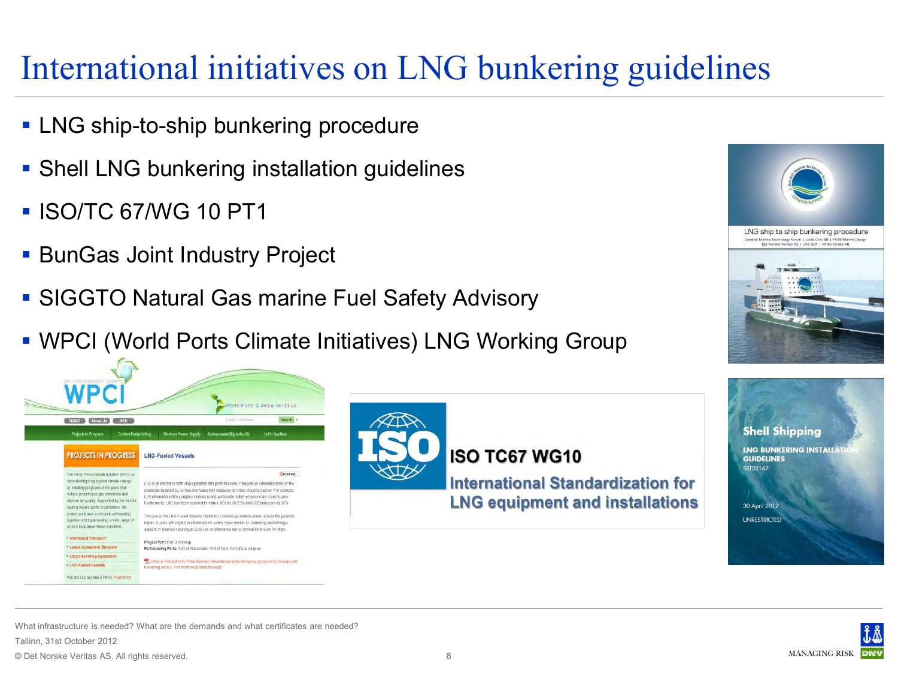# International initiatives on LNG bunkering guidelines

- LNG ship-to-ship bunkering procedure
- Shell LNG bunkering installation guidelines
- ISO/TC 67/WG 10 PT1
- BunGas Joint Industry Project
- SIGGTO Natural Gas marine Fuel Safety Advisory
- WPCI (World Ports Climate Initiatives) LNG Working Group

**ISO TC67 WG10**

**International Standardization for LNG equipment and installations**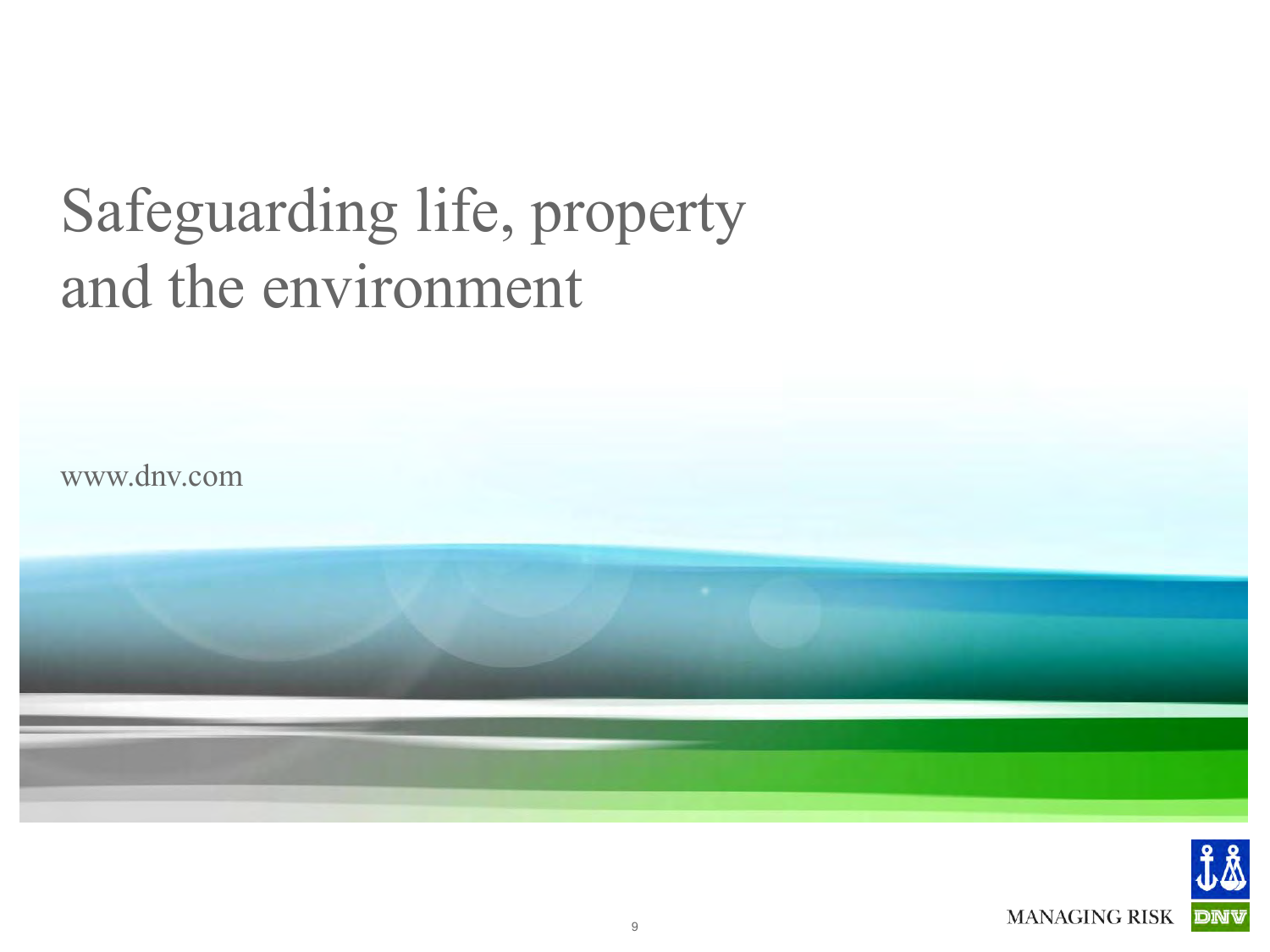# Safeguarding life, property and the environment

www.dnv.com

MANAGING RISK

DNV